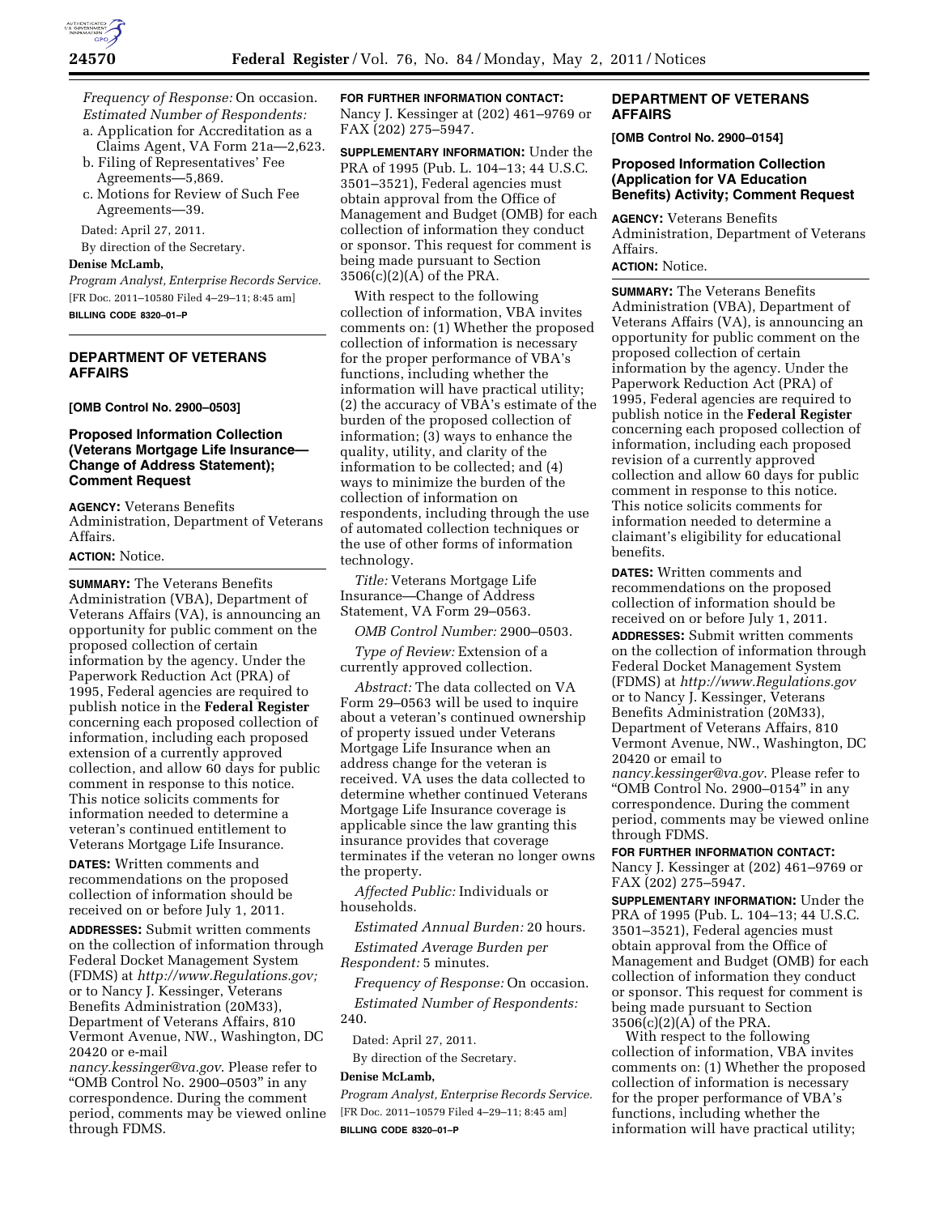*Frequency of Response:* On occasion.

*Estimated Number of Respondents:*

a. Application for Accreditation as a Claims Agent, VA Form 21a—2,623.

b. Filing of Representatives' Fee Agreements—5,869.

c. Motions for Review of Such Fee Agreements—39.

Dated: April 27, 2011.

By direction of the Secretary.

**Denise McLamb,**

*Program Analyst, Enterprise Records Service.*

[FR Doc. 2011–10580 Filed 4–29–11; 8:45 am]

**BILLING CODE 8320–01–P**

## DEPARTMENT OF VETERANS AFFAIRS

**[OMB Control No. 2900–0503]**

### Proposed Information Collection (Veterans Mortgage Life Insurance—Change of Address Statement); Comment Request

**AGENCY:** Veterans Benefits Administration, Department of Veterans Affairs.

**ACTION:** Notice.

**SUMMARY:** The Veterans Benefits Administration (VBA), Department of Veterans Affairs (VA), is announcing an opportunity for public comment on the proposed collection of certain information by the agency. Under the Paperwork Reduction Act (PRA) of 1995, Federal agencies are required to publish notice in the **Federal Register** concerning each proposed collection of information, including each proposed extension of a currently approved collection, and allow 60 days for public comment in response to this notice. This notice solicits comments for information needed to determine a veteran's continued entitlement to Veterans Mortgage Life Insurance.

**DATES:** Written comments and recommendations on the proposed collection of information should be received on or before July 1, 2011.

**ADDRESSES:** Submit written comments on the collection of information through Federal Docket Management System (FDMS) at *http://www.Regulations.gov;* or to Nancy J. Kessinger, Veterans Benefits Administration (20M33), Department of Veterans Affairs, 810 Vermont Avenue, NW., Washington, DC 20420 or e-mail *nancy.kessinger@va.gov*. Please refer to "OMB Control No. 2900–0503" in any correspondence. During the comment period, comments may be viewed online through FDMS.

**FOR FURTHER INFORMATION CONTACT:** Nancy J. Kessinger at (202) 461–9769 or FAX (202) 275–5947.

**SUPPLEMENTARY INFORMATION:** Under the PRA of 1995 (Pub. L. 104–13; 44 U.S.C. 3501–3521), Federal agencies must obtain approval from the Office of Management and Budget (OMB) for each collection of information they conduct or sponsor. This request for comment is being made pursuant to Section 3506(c)(2)(A) of the PRA.

With respect to the following collection of information, VBA invites comments on: (1) Whether the proposed collection of information is necessary for the proper performance of VBA's functions, including whether the information will have practical utility; (2) the accuracy of VBA's estimate of the burden of the proposed collection of information; (3) ways to enhance the quality, utility, and clarity of the information to be collected; and (4) ways to minimize the burden of the collection of information on respondents, including through the use of automated collection techniques or the use of other forms of information technology.

*Title:* Veterans Mortgage Life Insurance—Change of Address Statement, VA Form 29–0563.

*OMB Control Number:* 2900–0503.

*Type of Review:* Extension of a currently approved collection.

*Abstract:* The data collected on VA Form 29–0563 will be used to inquire about a veteran's continued ownership of property issued under Veterans Mortgage Life Insurance when an address change for the veteran is received. VA uses the data collected to determine whether continued Veterans Mortgage Life Insurance coverage is applicable since the law granting this insurance provides that coverage terminates if the veteran no longer owns the property.

*Affected Public:* Individuals or households.

*Estimated Annual Burden:* 20 hours.

*Estimated Average Burden per Respondent:* 5 minutes.

*Frequency of Response:* On occasion.

*Estimated Number of Respondents:* 240.

Dated: April 27, 2011.

By direction of the Secretary.

**Denise McLamb,**

*Program Analyst, Enterprise Records Service.*

[FR Doc. 2011–10579 Filed 4–29–11; 8:45 am]

**BILLING CODE 8320–01–P**

## DEPARTMENT OF VETERANS AFFAIRS

**[OMB Control No. 2900–0154]**

### Proposed Information Collection (Application for VA Education Benefits) Activity; Comment Request

**AGENCY:** Veterans Benefits Administration, Department of Veterans Affairs.

**ACTION:** Notice.

**SUMMARY:** The Veterans Benefits Administration (VBA), Department of Veterans Affairs (VA), is announcing an opportunity for public comment on the proposed collection of certain information by the agency. Under the Paperwork Reduction Act (PRA) of 1995, Federal agencies are required to publish notice in the **Federal Register** concerning each proposed collection of information, including each proposed revision of a currently approved collection and allow 60 days for public comment in response to this notice. This notice solicits comments for information needed to determine a claimant's eligibility for educational benefits.

**DATES:** Written comments and recommendations on the proposed collection of information should be received on or before July 1, 2011.

**ADDRESSES:** Submit written comments on the collection of information through Federal Docket Management System (FDMS) at *http://www.Regulations.gov* or to Nancy J. Kessinger, Veterans Benefits Administration (20M33), Department of Veterans Affairs, 810 Vermont Avenue, NW., Washington, DC 20420 or email to *nancy.kessinger@va.gov*. Please refer to "OMB Control No. 2900–0154" in any correspondence. During the comment period, comments may be viewed online through FDMS.

**FOR FURTHER INFORMATION CONTACT:** Nancy J. Kessinger at (202) 461–9769 or FAX (202) 275–5947.

**SUPPLEMENTARY INFORMATION:** Under the PRA of 1995 (Pub. L. 104–13; 44 U.S.C. 3501–3521), Federal agencies must obtain approval from the Office of Management and Budget (OMB) for each collection of information they conduct or sponsor. This request for comment is being made pursuant to Section 3506(c)(2)(A) of the PRA.

With respect to the following collection of information, VBA invites comments on: (1) Whether the proposed collection of information is necessary for the proper performance of VBA's functions, including whether the information will have practical utility;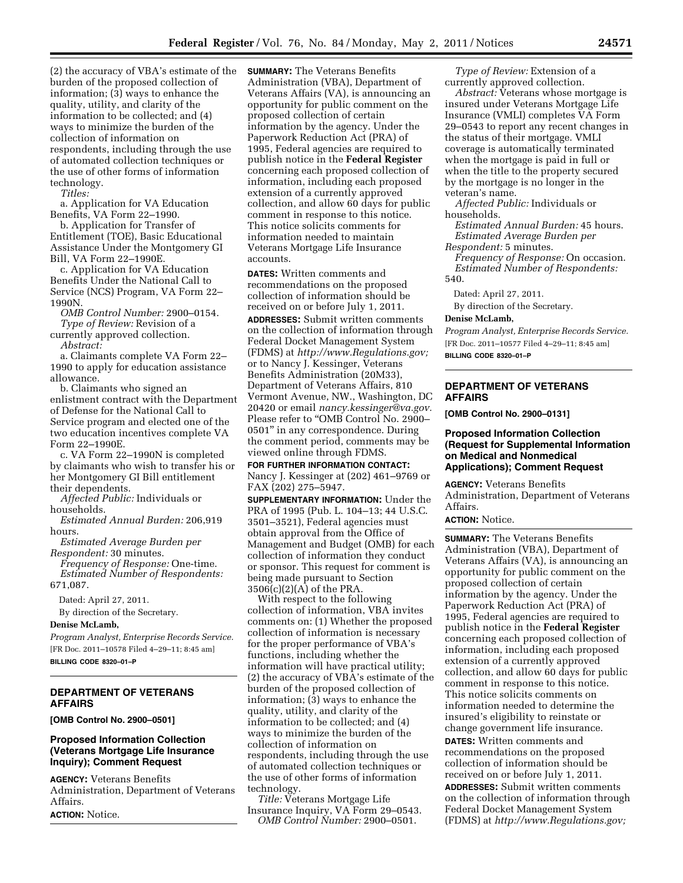(2) the accuracy of VBA's estimate of the burden of the proposed collection of information; (3) ways to enhance the quality, utility, and clarity of the information to be collected; and (4) ways to minimize the burden of the collection of information on respondents, including through the use of automated collection techniques or the use of other forms of information technology.

*Titles:*

a. Application for VA Education Benefits, VA Form 22–1990.

b. Application for Transfer of Entitlement (TOE), Basic Educational Assistance Under the Montgomery GI Bill, VA Form 22–1990E.

c. Application for VA Education Benefits Under the National Call to Service (NCS) Program, VA Form 22–1990N.

*OMB Control Number:* 2900–0154.

*Type of Review:* Revision of a currently approved collection.

*Abstract:*

a. Claimants complete VA Form 22–1990 to apply for education assistance allowance.

b. Claimants who signed an enlistment contract with the Department of Defense for the National Call to Service program and elected one of the two education incentives complete VA Form 22–1990E.

c. VA Form 22–1990N is completed by claimants who wish to transfer his or her Montgomery GI Bill entitlement their dependents.

*Affected Public:* Individuals or households.

*Estimated Annual Burden:* 206,919 hours.

*Estimated Average Burden per Respondent:* 30 minutes.

*Frequency of Response:* One-time.

*Estimated Number of Respondents:* 671,087.

Dated: April 27, 2011.

By direction of the Secretary.

**Denise McLamb,**

*Program Analyst, Enterprise Records Service.*

[FR Doc. 2011–10578 Filed 4–29–11; 8:45 am]

**BILLING CODE 8320–01–P**

## DEPARTMENT OF VETERANS AFFAIRS

**[OMB Control No. 2900–0501]**

### Proposed Information Collection (Veterans Mortgage Life Insurance Inquiry); Comment Request

**AGENCY:** Veterans Benefits Administration, Department of Veterans Affairs.

**ACTION:** Notice.

**SUMMARY:** The Veterans Benefits Administration (VBA), Department of Veterans Affairs (VA), is announcing an opportunity for public comment on the proposed collection of certain information by the agency. Under the Paperwork Reduction Act (PRA) of 1995, Federal agencies are required to publish notice in the **Federal Register** concerning each proposed collection of information, including each proposed extension of a currently approved collection, and allow 60 days for public comment in response to this notice. This notice solicits comments for information needed to maintain Veterans Mortgage Life Insurance accounts.

**DATES:** Written comments and recommendations on the proposed collection of information should be received on or before July 1, 2011.

**ADDRESSES:** Submit written comments on the collection of information through Federal Docket Management System (FDMS) at *http://www.Regulations.gov;* or to Nancy J. Kessinger, Veterans Benefits Administration (20M33), Department of Veterans Affairs, 810 Vermont Avenue, NW., Washington, DC 20420 or email *nancy.kessinger@va.gov.* Please refer to "OMB Control No. 2900–0501" in any correspondence. During the comment period, comments may be viewed online through FDMS.

**FOR FURTHER INFORMATION CONTACT:** Nancy J. Kessinger at (202) 461–9769 or FAX (202) 275–5947.

**SUPPLEMENTARY INFORMATION:** Under the PRA of 1995 (Pub. L. 104–13; 44 U.S.C. 3501–3521), Federal agencies must obtain approval from the Office of Management and Budget (OMB) for each collection of information they conduct or sponsor. This request for comment is being made pursuant to Section 3506(c)(2)(A) of the PRA.

With respect to the following collection of information, VBA invites comments on: (1) Whether the proposed collection of information is necessary for the proper performance of VBA's functions, including whether the information will have practical utility; (2) the accuracy of VBA's estimate of the burden of the proposed collection of information; (3) ways to enhance the quality, utility, and clarity of the information to be collected; and (4) ways to minimize the burden of the collection of information on respondents, including through the use of automated collection techniques or the use of other forms of information technology.

*Title:* Veterans Mortgage Life Insurance Inquiry, VA Form 29–0543.

*OMB Control Number:* 2900–0501.

*Type of Review:* Extension of a currently approved collection.

*Abstract:* Veterans whose mortgage is insured under Veterans Mortgage Life Insurance (VMLI) completes VA Form 29–0543 to report any recent changes in the status of their mortgage. VMLI coverage is automatically terminated when the mortgage is paid in full or when the title to the property secured by the mortgage is no longer in the veteran's name.

*Affected Public:* Individuals or households.

*Estimated Annual Burden:* 45 hours.

*Estimated Average Burden per Respondent:* 5 minutes.

*Frequency of Response:* On occasion.

*Estimated Number of Respondents:* 540.

Dated: April 27, 2011.

By direction of the Secretary.

**Denise McLamb,**

*Program Analyst, Enterprise Records Service.*

[FR Doc. 2011–10577 Filed 4–29–11; 8:45 am]

**BILLING CODE 8320–01–P**

## DEPARTMENT OF VETERANS AFFAIRS

**[OMB Control No. 2900–0131]**

### Proposed Information Collection (Request for Supplemental Information on Medical and Nonmedical Applications); Comment Request

**AGENCY:** Veterans Benefits Administration, Department of Veterans Affairs.

**ACTION:** Notice.

**SUMMARY:** The Veterans Benefits Administration (VBA), Department of Veterans Affairs (VA), is announcing an opportunity for public comment on the proposed collection of certain information by the agency. Under the Paperwork Reduction Act (PRA) of 1995, Federal agencies are required to publish notice in the **Federal Register** concerning each proposed collection of information, including each proposed extension of a currently approved collection, and allow 60 days for public comment in response to this notice. This notice solicits comments on information needed to determine the insured's eligibility to reinstate or change government life insurance.

**DATES:** Written comments and recommendations on the proposed collection of information should be received on or before July 1, 2011.

**ADDRESSES:** Submit written comments on the collection of information through Federal Docket Management System (FDMS) at *http://www.Regulations.gov;*